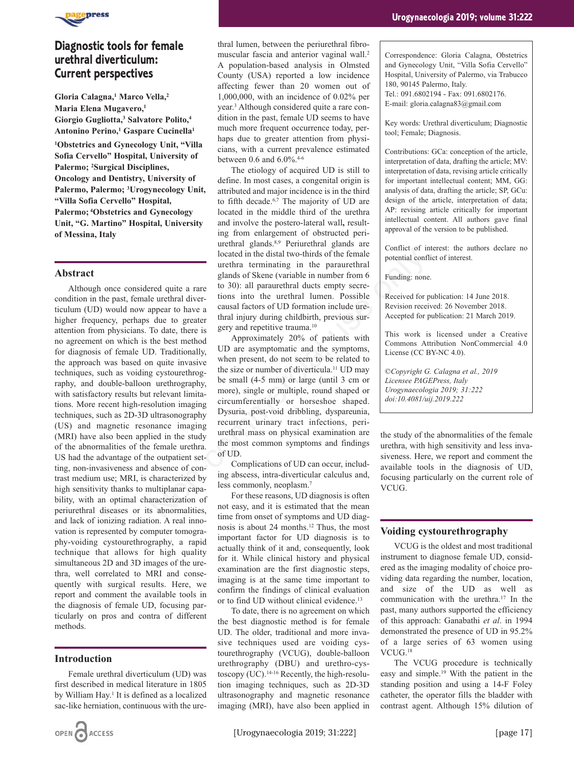# Diagnostic tools for female urethral diverticulum: Current perspectives

**Gloria Calagna,[1] Marco Vella,[2] Maria Elena Mugavero,[1] Giorgio Gugliotta,[3] Salvatore Polito,[4] Antonino Perino,[1] Gaspare Cucinella[1]**

**[1]Obstetrics and Gynecology Unit, "Villa Sofia Cervello" Hospital, University of Palermo; [2]Surgical Disciplines, Oncology and Dentistry, University of Palermo, Palermo; [3]Urogynecology Unit, "Villa Sofia Cervello" Hospital, Palermo; [4]Obstetrics and Gynecology Unit, "G. Martino" Hospital, University of Messina, Italy**

## Abstract

Although once considered quite a rare condition in the past, female urethral diverticulum (UD) would now appear to have a higher frequency, perhaps due to greater attention from physicians. To date, there is no agreement on which is the best method for diagnosis of female UD. Traditionally, the approach was based on quite invasive techniques, such as voiding cystourethrography, and double-balloon urethrography, with satisfactory results but relevant limitations. More recent high-resolution imaging techniques, such as 2D-3D ultrasonography (US) and magnetic resonance imaging (MRI) have also been applied in the study of the abnormalities of the female urethra. US had the advantage of the outpatient setting, non-invasiveness and absence of contrast medium use; MRI, is characterized by high sensitivity thanks to multiplanar capability, with an optimal characterization of periurethral diseases or its abnormalities, and lack of ionizing radiation. A real innovation is represented by computer tomography-voiding cystourethrography, a rapid technique that allows for high quality simultaneous 2D and 3D images of the urethra, well correlated to MRI and consequently with surgical results. Here, we report and comment the available tools in the diagnosis of female UD, focusing particularly on pros and contra of different methods.

## Introduction

Female urethral diverticulum (UD) was first described in medical literature in 1805 by William Hay.[1] It is defined as a localized sac-like herniation, continuous with the urethral lumen, between the periurethral fibromuscular fascia and anterior vaginal wall.[2] A population-based analysis in Olmsted County (USA) reported a low incidence affecting fewer than 20 women out of 1,000,000, with an incidence of 0.02% per year.[3] Although considered quite a rare condition in the past, female UD seems to have much more frequent occurrence today, perhaps due to greater attention from physicians, with a current prevalence estimated between 0.6 and 6.0%.[4-6]

The etiology of acquired UD is still to define. In most cases, a congenital origin is attributed and major incidence is in the third to fifth decade.[6,7] The majority of UD are located in the middle third of the urethra and involve the postero-lateral wall**,** resulting from enlargement of obstructed periurethral glands.[8,9] Periurethral glands are located in the distal two-thirds of the female urethra terminating in the paraurethral glands of Skene (variable in number from 6 to 30): all paraurethral ducts empty secretions into the urethral lumen. Possible causal factors of UD formation include urethral injury during childbirth, previous surgery and repetitive trauma.[10]

Approximately 20% of patients with UD are asymptomatic and the symptoms, when present, do not seem to be related to the size or number of diverticula.[11] UD may be small (4-5 mm) or large (until 3 cm or more), single or multiple, round shaped or circumferentially or horseshoe shaped. Dysuria, post-void dribbling, dyspareunia, recurrent urinary tract infections, periurethral mass on physical examination are the most common symptoms and findings of UD.

Complications of UD can occur, including abscess, intra-diverticular calculus and, less commonly, neoplasm.[7]

For these reasons, UD diagnosis is often not easy, and it is estimated that the mean time from onset of symptoms and UD diagnosis is about 24 months.[12] Thus, the most important factor for UD diagnosis is to actually think of it and, consequently, look for it. While clinical history and physical examination are the first diagnostic steps, imaging is at the same time important to confirm the findings of clinical evaluation or to find UD without clinical evidence.[13]

To date, there is no agreement on which the best diagnostic method is for female UD. The older, traditional and more invasive techniques used are voiding cystourethrography (VCUG), double-balloon urethrography (DBU) and urethro-cystoscopy (UC).[14-16] Recently, the high-resolution imaging techniques, such as 2D-3D ultrasonography and magnetic resonance imaging (MRI), have also been applied in the study of the abnormalities of the female urethra, with high sensitivity and less invasiveness. Here, we report and comment the available tools in the diagnosis of UD, focusing particularly on the current role of VCUG.

Correspondence: Gloria Calagna, Obstetrics and Gynecology Unit, "Villa Sofia Cervello" Hospital, University of Palermo, via Trabucco 180, 90145 Palermo, Italy.
Tel.: 091.6802194 - Fax: 091.6802176.
E-mail: gloria.calagna83@gmail.com

Key words: Urethral diverticulum; Diagnostic tool; Female; Diagnosis.

Contributions: GCa: conception of the article, interpretation of data, drafting the article; MV: interpretation of data, revising article critically for important intellectual content; MM, GG: analysis of data, drafting the article; SP, GCu: design of the article, interpretation of data; AP: revising article critically for important intellectual content. All authors gave final approval of the version to be published.

Conflict of interest: the authors declare no potential conflict of interest.

Funding: none.

Received for publication: 14 June 2018.
Revision received: 26 November 2018.
Accepted for publication: 21 March 2019.

This work is licensed under a Creative Commons Attribution NonCommercial 4.0 License (CC BY-NC 4.0).

*©Copyright G. Calagna et al., 2019*
*Licensee PAGEPress, Italy*
*Urogynaecologia 2019; 31:222*
*doi:10.4081/uij.2019.222*

## Voiding cystourethrography

VCUG is the oldest and most traditional instrument to diagnose female UD, considered as the imaging modality of choice providing data regarding the number, location, and size of the UD as well as communication with the urethra.[17] In the past, many authors supported the efficiency of this approach: Ganabathi *et al*. in 1994 demonstrated the presence of UD in 95.2% of a large series of 63 women using VCUG.[18]

The VCUG procedure is technically easy and simple.[19] With the patient in the standing position and using a 14-F Foley catheter, the operator fills the bladder with contrast agent. Although 15% dilution of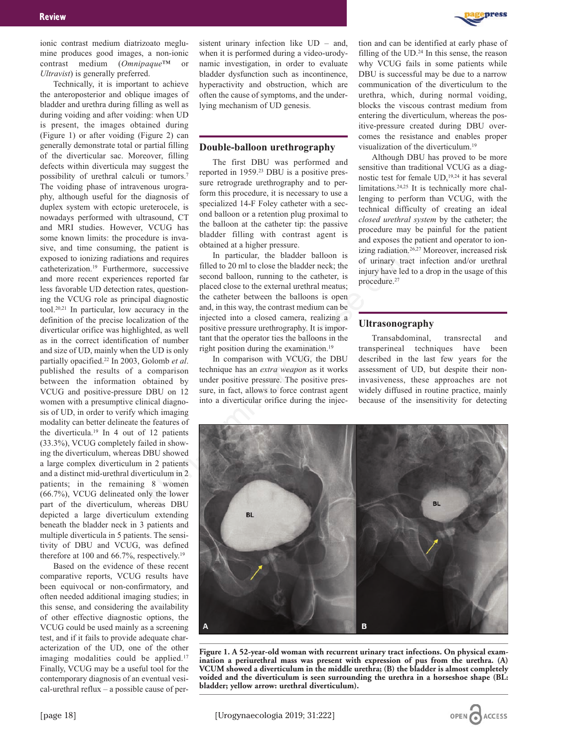ionic contrast medium diatrizoato meglumine produces good images, a non-ionic contrast medium (*Omnipaque*™ or *Ultravist*) is generally preferred.

Technically, it is important to achieve the anteroposterior and oblique images of bladder and urethra during filling as well as during voiding and after voiding: when UD is present, the images obtained during (Figure 1) or after voiding (Figure 2) can generally demonstrate total or partial filling of the diverticular sac. Moreover, filling defects within diverticula may suggest the possibility of urethral calculi or tumors.[7] The voiding phase of intravenous urography, although useful for the diagnosis of duplex system with ectopic ureterocele, is nowadays performed with ultrasound, CT and MRI studies. However, VCUG has some known limits: the procedure is invasive, and time consuming, the patient is exposed to ionizing radiations and requires catheterization.[19] Furthermore, successive and more recent experiences reported far less favorable UD detection rates, questioning the VCUG role as principal diagnostic tool.[20,21] In particular, low accuracy in the definition of the precise localization of the diverticular orifice was highlighted, as well as in the correct identification of number and size of UD, mainly when the UD is only partially opacified.[22] In 2003, Golomb *et al*. published the results of a comparison between the information obtained by VCUG and positive-pressure DBU on 12 women with a presumptive clinical diagnosis of UD, in order to verify which imaging modality can better delineate the features of the diverticula.[19] In 4 out of 12 patients (33.3%), VCUG completely failed in showing the diverticulum, whereas DBU showed a large complex diverticulum in 2 patients and a distinct mid-urethral diverticulum in 2 patients; in the remaining 8 women (66.7%), VCUG delineated only the lower part of the diverticulum, whereas DBU depicted a large diverticulum extending beneath the bladder neck in 3 patients and multiple diverticula in 5 patients. The sensitivity of DBU and VCUG, was defined therefore at 100 and 66.7%, respectively.[19]

Based on the evidence of these recent comparative reports, VCUG results have been equivocal or non-confirmatory, and often needed additional imaging studies; in this sense, and considering the availability of other effective diagnostic options, the VCUG could be used mainly as a screening test, and if it fails to provide adequate characterization of the UD, one of the other imaging modalities could be applied.[17] Finally, VCUG may be a useful tool for the contemporary diagnosis of an eventual vesical-urethral reflux – a possible cause of persistent urinary infection like UD – and, when it is performed during a video-urodynamic investigation, in order to evaluate bladder dysfunction such as incontinence, hyperactivity and obstruction, which are often the cause of symptoms, and the underlying mechanism of UD genesis.

## Double-balloon urethrography

The first DBU was performed and reported in 1959.[23] DBU is a positive pressure retrograde urethrography and to perform this procedure, it is necessary to use a specialized 14-F Foley catheter with a second balloon or a retention plug proximal to the balloon at the catheter tip: the passive bladder filling with contrast agent is obtained at a higher pressure.

In particular, the bladder balloon is filled to 20 ml to close the bladder neck; the second balloon, running to the catheter, is placed close to the external urethral meatus; the catheter between the balloons is open and, in this way, the contrast medium can be injected into a closed camera, realizing a positive pressure urethrography. It is important that the operator ties the balloons in the right position during the examination.[19]

In comparison with VCUG, the DBU technique has an *extra weapon* as it works under positive pressure. The positive pressure, in fact, allows to force contrast agent into a diverticular orifice during the injection and can be identified at early phase of filling of the UD.[24] In this sense, the reason why VCUG fails in some patients while DBU is successful may be due to a narrow communication of the diverticulum to the urethra, which, during normal voiding, blocks the viscous contrast medium from entering the diverticulum, whereas the positive-pressure created during DBU overcomes the resistance and enables proper visualization of the diverticulum.[19]

Although DBU has proved to be more sensitive than traditional VCUG as a diagnostic test for female UD,[19,24] it has several limitations.[24,25] It is technically more challenging to perform than VCUG, with the technical difficulty of creating an ideal *closed urethral system* by the catheter; the procedure may be painful for the patient and exposes the patient and operator to ionizing radiation.[26,27] Moreover, increased risk of urinary tract infection and/or urethral injury have led to a drop in the usage of this procedure.[27]

## Ultrasonography

Transabdominal, transrectal and transperineal techniques have been described in the last few years for the assessment of UD, but despite their non-invasiveness, these approaches are not widely diffused in routine practice, mainly because of the insensitivity for detecting

**Figure 1. A 52-year-old woman with recurrent urinary tract infections. On physical examination a periurethral mass was present with expression of pus from the urethra. (A) VCUM showed a diverticulum in the middle urethra; (B) the bladder is almost completely voided and the diverticulum is seen surrounding the urethra in a horseshoe shape (BL: bladder; yellow arrow: urethral diverticulum).**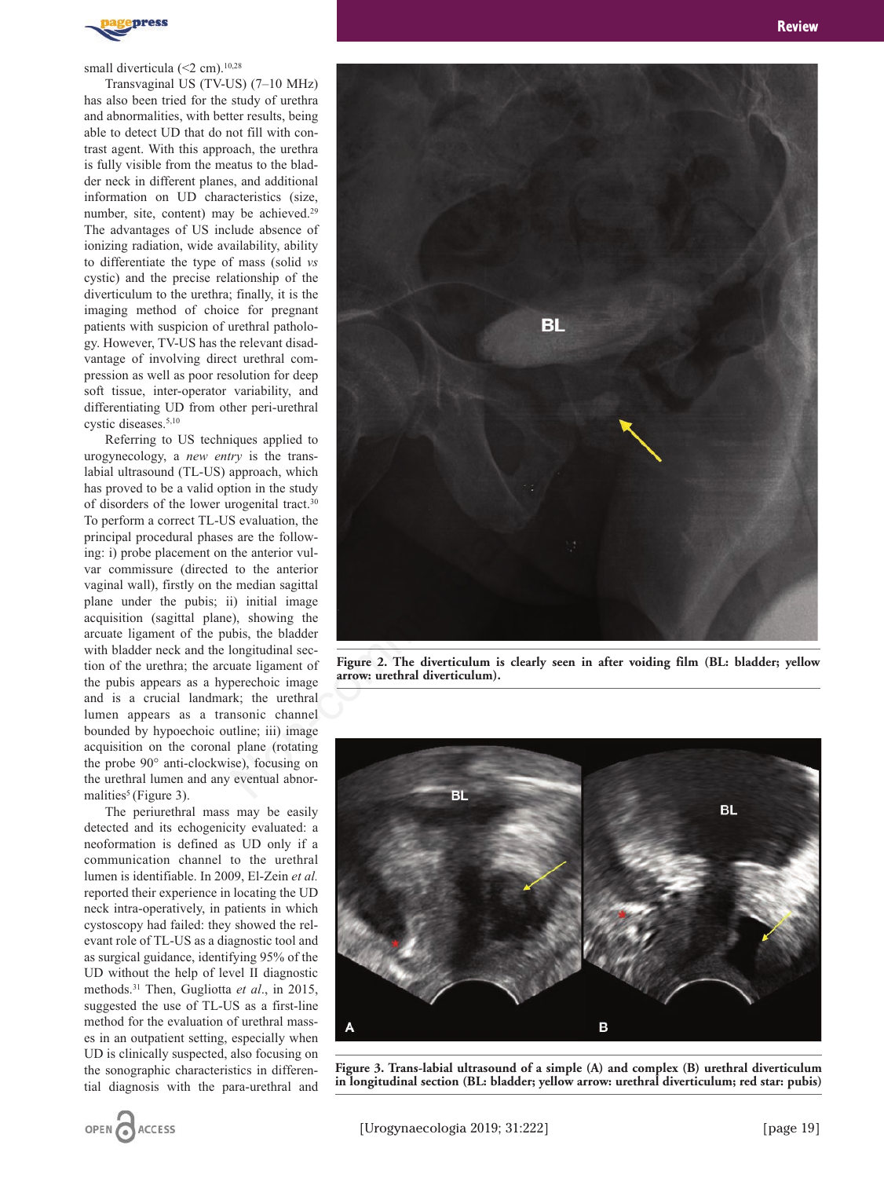small diverticula (<2 cm).[10,28]

Transvaginal US (TV-US) (7–10 MHz) has also been tried for the study of urethra and abnormalities, with better results, being able to detect UD that do not fill with contrast agent. With this approach, the urethra is fully visible from the meatus to the bladder neck in different planes, and additional information on UD characteristics (size, number, site, content) may be achieved.[29] The advantages of US include absence of ionizing radiation, wide availability, ability to differentiate the type of mass (solid *vs* cystic) and the precise relationship of the diverticulum to the urethra; finally, it is the imaging method of choice for pregnant patients with suspicion of urethral pathology. However, TV-US has the relevant disadvantage of involving direct urethral compression as well as poor resolution for deep soft tissue, inter-operator variability, and differentiating UD from other peri-urethral cystic diseases.[5,10]

Referring to US techniques applied to urogynecology, a *new entry* is the trans-labial ultrasound (TL-US) approach, which has proved to be a valid option in the study of disorders of the lower urogenital tract.[30] To perform a correct TL-US evaluation, the principal procedural phases are the following: i) probe placement on the anterior vulvar commissure (directed to the anterior vaginal wall), firstly on the median sagittal plane under the pubis; ii) initial image acquisition (sagittal plane), showing the arcuate ligament of the pubis, the bladder with bladder neck and the longitudinal section of the urethra; the arcuate ligament of the pubis appears as a hyperechoic image and is a crucial landmark; the urethral lumen appears as a transonic channel bounded by hypoechoic outline; iii) image acquisition on the coronal plane (rotating the probe 90° anti-clockwise), focusing on the urethral lumen and any eventual abnormalities[5] (Figure 3).

The periurethral mass may be easily detected and its echogenicity evaluated: a neoformation is defined as UD only if a communication channel to the urethral lumen is identifiable. In 2009, El-Zein *et al.* reported their experience in locating the UD neck intra-operatively, in patients in which cystoscopy had failed: they showed the relevant role of TL-US as a diagnostic tool and as surgical guidance, identifying 95% of the UD without the help of level II diagnostic methods.[31] Then, Gugliotta *et al*., in 2015, suggested the use of TL-US as a first-line method for the evaluation of urethral masses in an outpatient setting, especially when UD is clinically suspected, also focusing on the sonographic characteristics in differential diagnosis with the para-urethral and

**Figure 2. The diverticulum is clearly seen in after voiding film (BL: bladder; yellow arrow: urethral diverticulum).**

**Figure 3. Trans-labial ultrasound of a simple (A) and complex (B) urethral diverticulum in longitudinal section (BL: bladder; yellow arrow: urethral diverticulum; red star: pubis)**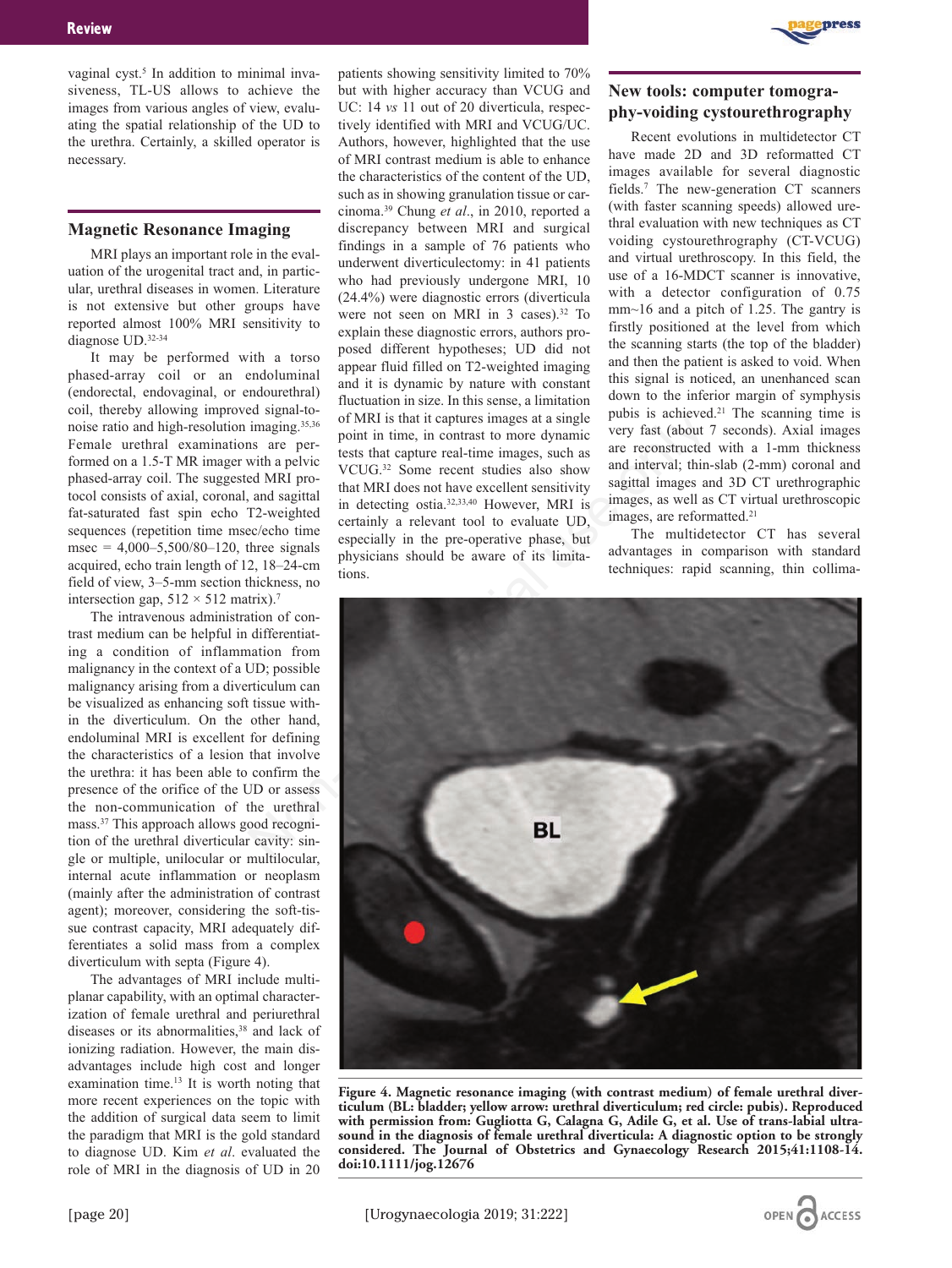vaginal cyst.[5] In addition to minimal invasiveness, TL-US allows to achieve the images from various angles of view, evaluating the spatial relationship of the UD to the urethra. Certainly, a skilled operator is necessary.

## Magnetic Resonance Imaging

MRI plays an important role in the evaluation of the urogenital tract and, in particular, urethral diseases in women. Literature is not extensive but other groups have reported almost 100% MRI sensitivity to diagnose UD.[32-34]

It may be performed with a torso phased-array coil or an endoluminal (endorectal, endovaginal, or endourethral) coil, thereby allowing improved signal-to-noise ratio and high-resolution imaging.[35,36] Female urethral examinations are performed on a 1.5-T MR imager with a pelvic phased-array coil. The suggested MRI protocol consists of axial, coronal, and sagittal fat-saturated fast spin echo T2-weighted sequences (repetition time msec/echo time msec = 4,000–5,500/80–120, three signals acquired, echo train length of 12, 18–24-cm field of view, 3–5-mm section thickness, no intersection gap, 512 × 512 matrix).[7]

The intravenous administration of contrast medium can be helpful in differentiating a condition of inflammation from malignancy in the context of a UD; possible malignancy arising from a diverticulum can be visualized as enhancing soft tissue within the diverticulum. On the other hand, endoluminal MRI is excellent for defining the characteristics of a lesion that involve the urethra: it has been able to confirm the presence of the orifice of the UD or assess the non-communication of the urethral mass.[37] This approach allows good recognition of the urethral diverticular cavity: single or multiple, unilocular or multilocular, internal acute inflammation or neoplasm (mainly after the administration of contrast agent); moreover, considering the soft-tissue contrast capacity, MRI adequately differentiates a solid mass from a complex diverticulum with septa (Figure 4).

The advantages of MRI include multiplanar capability, with an optimal characterization of female urethral and periurethral diseases or its abnormalities,[38] and lack of ionizing radiation. However, the main disadvantages include high cost and longer examination time.[13] It is worth noting that more recent experiences on the topic with the addition of surgical data seem to limit the paradigm that MRI is the gold standard to diagnose UD. Kim *et al*. evaluated the role of MRI in the diagnosis of UD in 20 patients showing sensitivity limited to 70% but with higher accuracy than VCUG and UC: 14 *vs* 11 out of 20 diverticula, respectively identified with MRI and VCUG/UC. Authors, however, highlighted that the use of MRI contrast medium is able to enhance the characteristics of the content of the UD, such as in showing granulation tissue or carcinoma.[39] Chung *et al*., in 2010, reported a discrepancy between MRI and surgical findings in a sample of 76 patients who underwent diverticulectomy: in 41 patients who had previously undergone MRI, 10 (24.4%) were diagnostic errors (diverticula were not seen on MRI in 3 cases).[32] To explain these diagnostic errors, authors proposed different hypotheses; UD did not appear fluid filled on T2-weighted imaging and it is dynamic by nature with constant fluctuation in size. In this sense, a limitation of MRI is that it captures images at a single point in time, in contrast to more dynamic tests that capture real-time images, such as VCUG.[32] Some recent studies also show that MRI does not have excellent sensitivity in detecting ostia.[32,33,40] However, MRI is certainly a relevant tool to evaluate UD, especially in the pre-operative phase, but physicians should be aware of its limitations.

## New tools: computer tomography-voiding cystourethrography

Recent evolutions in multidetector CT have made 2D and 3D reformatted CT images available for several diagnostic fields.[7] The new-generation CT scanners (with faster scanning speeds) allowed urethral evaluation with new techniques as CT voiding cystourethrography (CT-VCUG) and virtual urethroscopy. In this field, the use of a 16-MDCT scanner is innovative, with a detector configuration of 0.75 mm~16 and a pitch of 1.25. The gantry is firstly positioned at the level from which the scanning starts (the top of the bladder) and then the patient is asked to void. When this signal is noticed, an unenhanced scan down to the inferior margin of symphysis pubis is achieved.[21] The scanning time is very fast (about 7 seconds). Axial images are reconstructed with a 1-mm thickness and interval; thin-slab (2-mm) coronal and sagittal images and 3D CT urethrographic images, as well as CT virtual urethroscopic images, are reformatted.[21]

The multidetector CT has several advantages in comparison with standard techniques: rapid scanning, thin collima-

**Figure 4. Magnetic resonance imaging (with contrast medium) of female urethral diverticulum (BL: bladder; yellow arrow: urethral diverticulum; red circle: pubis). Reproduced with permission from: Gugliotta G, Calagna G, Adile G, et al. Use of trans-labial ultrasound in the diagnosis of female urethral diverticula: A diagnostic option to be strongly considered. The Journal of Obstetrics and Gynaecology Research 2015;41:1108-14. doi:10.1111/jog.12676**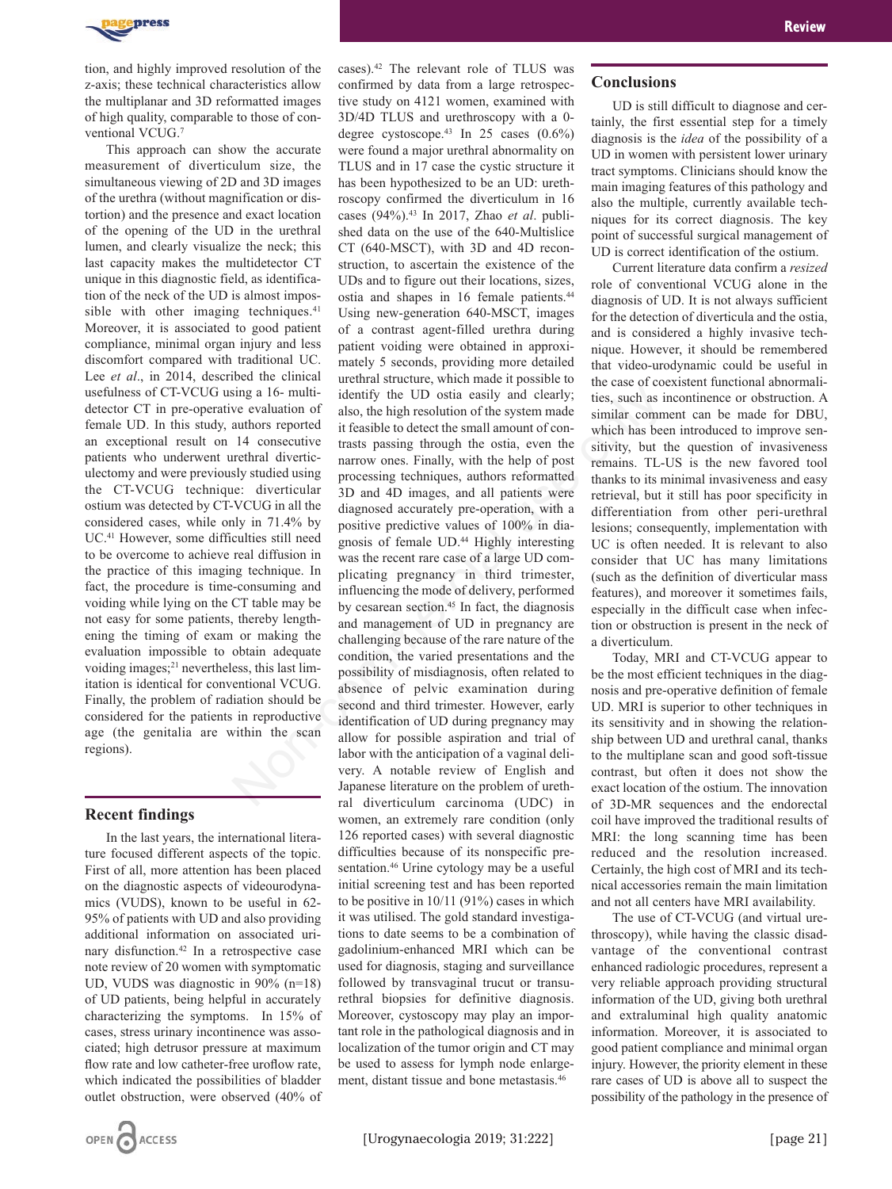tion, and highly improved resolution of the z-axis; these technical characteristics allow the multiplanar and 3D reformatted images of high quality, comparable to those of conventional VCUG.[7]

This approach can show the accurate measurement of diverticulum size, the simultaneous viewing of 2D and 3D images of the urethra (without magnification or distortion) and the presence and exact location of the opening of the UD in the urethral lumen, and clearly visualize the neck; this last capacity makes the multidetector CT unique in this diagnostic field, as identification of the neck of the UD is almost impossible with other imaging techniques.[41] Moreover, it is associated to good patient compliance, minimal organ injury and less discomfort compared with traditional UC. Lee *et al*., in 2014, described the clinical usefulness of CT-VCUG using a 16- multidetector CT in pre-operative evaluation of female UD. In this study, authors reported an exceptional result on 14 consecutive patients who underwent urethral diverticulectomy and were previously studied using the CT-VCUG technique: diverticular ostium was detected by CT-VCUG in all the considered cases, while only in 71.4% by UC.[41] However, some difficulties still need to be overcome to achieve real diffusion in the practice of this imaging technique. In fact, the procedure is time-consuming and voiding while lying on the CT table may be not easy for some patients, thereby lengthening the timing of exam or making the evaluation impossible to obtain adequate voiding images;[21] nevertheless, this last limitation is identical for conventional VCUG. Finally, the problem of radiation should be considered for the patients in reproductive age (the genitalia are within the scan regions).

## Recent findings

In the last years, the international literature focused different aspects of the topic. First of all, more attention has been placed on the diagnostic aspects of videourodynamics (VUDS), known to be useful in 62-95% of patients with UD and also providing additional information on associated urinary disfunction.[42] In a retrospective case note review of 20 women with symptomatic UD, VUDS was diagnostic in 90% (n=18) of UD patients, being helpful in accurately characterizing the symptoms. In 15% of cases, stress urinary incontinence was associated; high detrusor pressure at maximum flow rate and low catheter-free uroflow rate, which indicated the possibilities of bladder outlet obstruction, were observed (40% of cases).[42] The relevant role of TLUS was confirmed by data from a large retrospective study on 4121 women, examined with 3D/4D TLUS and urethroscopy with a 0-degree cystoscope.[43] In 25 cases (0.6%) were found a major urethral abnormality on TLUS and in 17 case the cystic structure it has been hypothesized to be an UD: urethroscopy confirmed the diverticulum in 16 cases (94%).[43] In 2017, Zhao *et al*. published data on the use of the 640-Multislice CT (640-MSCT), with 3D and 4D reconstruction, to ascertain the existence of the UDs and to figure out their locations, sizes, ostia and shapes in 16 female patients.[44] Using new-generation 640-MSCT, images of a contrast agent-filled urethra during patient voiding were obtained in approximately 5 seconds, providing more detailed urethral structure, which made it possible to identify the UD ostia easily and clearly; also, the high resolution of the system made it feasible to detect the small amount of contrasts passing through the ostia, even the narrow ones. Finally, with the help of post processing techniques, authors reformatted 3D and 4D images, and all patients were diagnosed accurately pre-operation, with a positive predictive values of 100% in diagnosis of female UD.[44] Highly interesting was the recent rare case of a large UD complicating pregnancy in third trimester, influencing the mode of delivery, performed by cesarean section.[45] In fact, the diagnosis and management of UD in pregnancy are challenging because of the rare nature of the condition, the varied presentations and the possibility of misdiagnosis, often related to absence of pelvic examination during second and third trimester. However, early identification of UD during pregnancy may allow for possible aspiration and trial of labor with the anticipation of a vaginal delivery. A notable review of English and Japanese literature on the problem of urethral diverticulum carcinoma (UDC) in women, an extremely rare condition (only 126 reported cases) with several diagnostic difficulties because of its nonspecific presentation.[46] Urine cytology may be a useful initial screening test and has been reported to be positive in 10/11 (91%) cases in which it was utilised. The gold standard investigations to date seems to be a combination of gadolinium-enhanced MRI which can be used for diagnosis, staging and surveillance followed by transvaginal trucut or transurethral biopsies for definitive diagnosis. Moreover, cystoscopy may play an important role in the pathological diagnosis and in localization of the tumor origin and CT may be used to assess for lymph node enlargement, distant tissue and bone metastasis.[46]

## Conclusions

UD is still difficult to diagnose and certainly, the first essential step for a timely diagnosis is the *idea* of the possibility of a UD in women with persistent lower urinary tract symptoms. Clinicians should know the main imaging features of this pathology and also the multiple, currently available techniques for its correct diagnosis. The key point of successful surgical management of UD is correct identification of the ostium.

Current literature data confirm a *resized* role of conventional VCUG alone in the diagnosis of UD. It is not always sufficient for the detection of diverticula and the ostia, and is considered a highly invasive technique. However, it should be remembered that video-urodynamic could be useful in the case of coexistent functional abnormalities, such as incontinence or obstruction. A similar comment can be made for DBU, which has been introduced to improve sensitivity, but the question of invasiveness remains. TL-US is the new favored tool thanks to its minimal invasiveness and easy retrieval, but it still has poor specificity in differentiation from other peri-urethral lesions; consequently, implementation with UC is often needed. It is relevant to also consider that UC has many limitations (such as the definition of diverticular mass features), and moreover it sometimes fails, especially in the difficult case when infection or obstruction is present in the neck of a diverticulum.

Today, MRI and CT-VCUG appear to be the most efficient techniques in the diagnosis and pre-operative definition of female UD. MRI is superior to other techniques in its sensitivity and in showing the relationship between UD and urethral canal, thanks to the multiplane scan and good soft-tissue contrast, but often it does not show the exact location of the ostium. The innovation of 3D-MR sequences and the endorectal coil have improved the traditional results of MRI: the long scanning time has been reduced and the resolution increased. Certainly, the high cost of MRI and its technical accessories remain the main limitation and not all centers have MRI availability.

The use of CT-VCUG (and virtual urethroscopy), while having the classic disadvantage of the conventional contrast enhanced radiologic procedures, represent a very reliable approach providing structural information of the UD, giving both urethral and extraluminal high quality anatomic information. Moreover, it is associated to good patient compliance and minimal organ injury. However, the priority element in these rare cases of UD is above all to suspect the possibility of the pathology in the presence of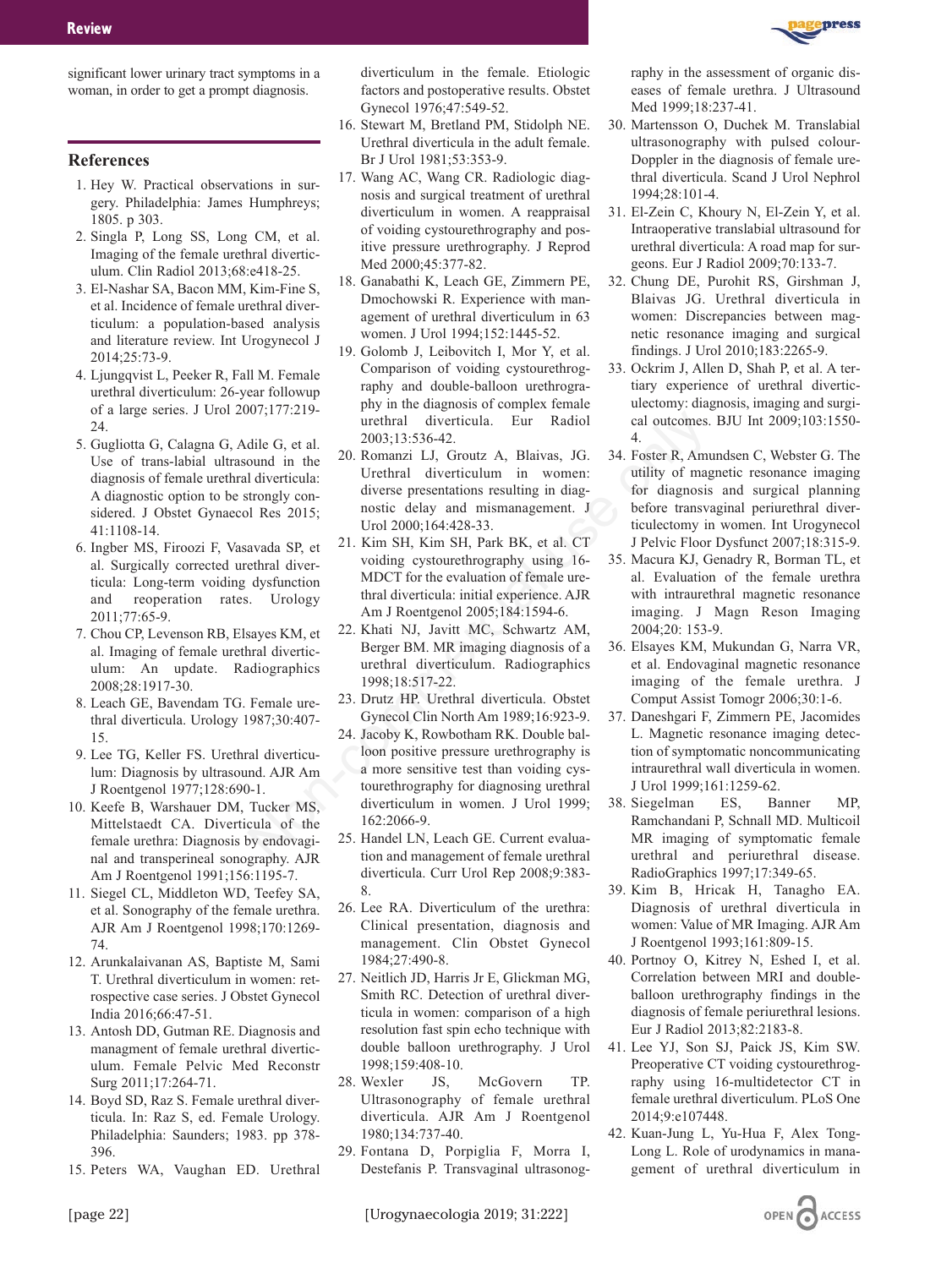significant lower urinary tract symptoms in a woman, in order to get a prompt diagnosis.

## References

1. Hey W. Practical observations in surgery. Philadelphia: James Humphreys; 1805. p 303.
2. Singla P, Long SS, Long CM, et al. Imaging of the female urethral diverticulum. Clin Radiol 2013;68:e418-25.
3. El-Nashar SA, Bacon MM, Kim-Fine S, et al. Incidence of female urethral diverticulum: a population-based analysis and literature review. Int Urogynecol J 2014;25:73-9.
4. Ljungqvist L, Peeker R, Fall M. Female urethral diverticulum: 26-year followup of a large series. J Urol 2007;177:219-24.
5. Gugliotta G, Calagna G, Adile G, et al. Use of trans-labial ultrasound in the diagnosis of female urethral diverticula: A diagnostic option to be strongly considered. J Obstet Gynaecol Res 2015; 41:1108-14.
6. Ingber MS, Firoozi F, Vasavada SP, et al. Surgically corrected urethral diverticula: Long-term voiding dysfunction and reoperation rates. Urology 2011;77:65-9.
7. Chou CP, Levenson RB, Elsayes KM, et al. Imaging of female urethral diverticulum: An update. Radiographics 2008;28:1917-30.
8. Leach GE, Bavendam TG. Female urethral diverticula. Urology 1987;30:407-15.
9. Lee TG, Keller FS. Urethral diverticulum: Diagnosis by ultrasound. AJR Am J Roentgenol 1977;128:690-1.
10. Keefe B, Warshauer DM, Tucker MS, Mittelstaedt CA. Diverticula of the female urethra: Diagnosis by endovaginal and transperineal sonography. AJR Am J Roentgenol 1991;156:1195-7.
11. Siegel CL, Middleton WD, Teefey SA, et al. Sonography of the female urethra. AJR Am J Roentgenol 1998;170:1269-74.
12. Arunkalaivanan AS, Baptiste M, Sami T. Urethral diverticulum in women: retrospective case series. J Obstet Gynecol India 2016;66:47-51.
13. Antosh DD, Gutman RE. Diagnosis and managment of female urethral diverticulum. Female Pelvic Med Reconstr Surg 2011;17:264-71.
14. Boyd SD, Raz S. Female urethral diverticula. In: Raz S, ed. Female Urology. Philadelphia: Saunders; 1983. pp 378-396.
15. Peters WA, Vaughan ED. Urethral diverticulum in the female. Etiologic factors and postoperative results. Obstet Gynecol 1976;47:549-52.
16. Stewart M, Bretland PM, Stidolph NE. Urethral diverticula in the adult female. Br J Urol 1981;53:353-9.
17. Wang AC, Wang CR. Radiologic diagnosis and surgical treatment of urethral diverticulum in women. A reappraisal of voiding cystourethrography and positive pressure urethrography. J Reprod Med 2000;45:377-82.
18. Ganabathi K, Leach GE, Zimmern PE, Dmochowski R. Experience with management of urethral diverticulum in 63 women. J Urol 1994;152:1445-52.
19. Golomb J, Leibovitch I, Mor Y, et al. Comparison of voiding cystourethrography and double-balloon urethrography in the diagnosis of complex female urethral diverticula. Eur Radiol 2003;13:536-42.
20. Romanzi LJ, Groutz A, Blaivas, JG. Urethral diverticulum in women: diverse presentations resulting in diagnostic delay and mismanagement. J Urol 2000;164:428-33.
21. Kim SH, Kim SH, Park BK, et al. CT voiding cystourethrography using 16-MDCT for the evaluation of female urethral diverticula: initial experience. AJR Am J Roentgenol 2005;184:1594-6.
22. Khati NJ, Javitt MC, Schwartz AM, Berger BM. MR imaging diagnosis of a urethral diverticulum. Radiographics 1998;18:517-22.
23. Drutz HP. Urethral diverticula. Obstet Gynecol Clin North Am 1989;16:923-9.
24. Jacoby K, Rowbotham RK. Double balloon positive pressure urethrography is a more sensitive test than voiding cystourethrography for diagnosing urethral diverticulum in women. J Urol 1999; 162:2066-9.
25. Handel LN, Leach GE. Current evaluation and management of female urethral diverticula. Curr Urol Rep 2008;9:383-8.
26. Lee RA. Diverticulum of the urethra: Clinical presentation, diagnosis and management. Clin Obstet Gynecol 1984;27:490-8.
27. Neitlich JD, Harris Jr E, Glickman MG, Smith RC. Detection of urethral diverticula in women: comparison of a high resolution fast spin echo technique with double balloon urethrography. J Urol 1998;159:408-10.
28. Wexler JS, McGovern TP. Ultrasonography of female urethral diverticula. AJR Am J Roentgenol 1980;134:737-40.
29. Fontana D, Porpiglia F, Morra I, Destefanis P. Transvaginal ultrasonography in the assessment of organic diseases of female urethra. J Ultrasound Med 1999;18:237-41.
30. Martensson O, Duchek M. Translabial ultrasonography with pulsed colour-Doppler in the diagnosis of female urethral diverticula. Scand J Urol Nephrol 1994;28:101-4.
31. El-Zein C, Khoury N, El-Zein Y, et al. Intraoperative translabial ultrasound for urethral diverticula: A road map for surgeons. Eur J Radiol 2009;70:133-7.
32. Chung DE, Purohit RS, Girshman J, Blaivas JG. Urethral diverticula in women: Discrepancies between magnetic resonance imaging and surgical findings. J Urol 2010;183:2265-9.
33. Ockrim J, Allen D, Shah P, et al. A tertiary experience of urethral diverticulectomy: diagnosis, imaging and surgical outcomes. BJU Int 2009;103:1550-4.
34. Foster R, Amundsen C, Webster G. The utility of magnetic resonance imaging for diagnosis and surgical planning before transvaginal periurethral diverticulectomy in women. Int Urogynecol J Pelvic Floor Dysfunct 2007;18:315-9.
35. Macura KJ, Genadry R, Borman TL, et al. Evaluation of the female urethra with intraurethral magnetic resonance imaging. J Magn Reson Imaging 2004;20: 153-9.
36. Elsayes KM, Mukundan G, Narra VR, et al. Endovaginal magnetic resonance imaging of the female urethra. J Comput Assist Tomogr 2006;30:1-6.
37. Daneshgari F, Zimmern PE, Jacomides L. Magnetic resonance imaging detection of symptomatic noncommunicating intraurethral wall diverticula in women. J Urol 1999;161:1259-62.
38. Siegelman ES, Banner MP, Ramchandani P, Schnall MD. Multicoil MR imaging of symptomatic female urethral and periurethral disease. RadioGraphics 1997;17:349-65.
39. Kim B, Hricak H, Tanagho EA. Diagnosis of urethral diverticula in women: Value of MR Imaging. AJR Am J Roentgenol 1993;161:809-15.
40. Portnoy O, Kitrey N, Eshed I, et al. Correlation between MRI and double-balloon urethrography findings in the diagnosis of female periurethral lesions. Eur J Radiol 2013;82:2183-8.
41. Lee YJ, Son SJ, Paick JS, Kim SW. Preoperative CT voiding cystourethrography using 16-multidetector CT in female urethral diverticulum. PLoS One 2014;9:e107448.
42. Kuan-Jung L, Yu-Hua F, Alex Tong-Long L. Role of urodynamics in management of urethral diverticulum in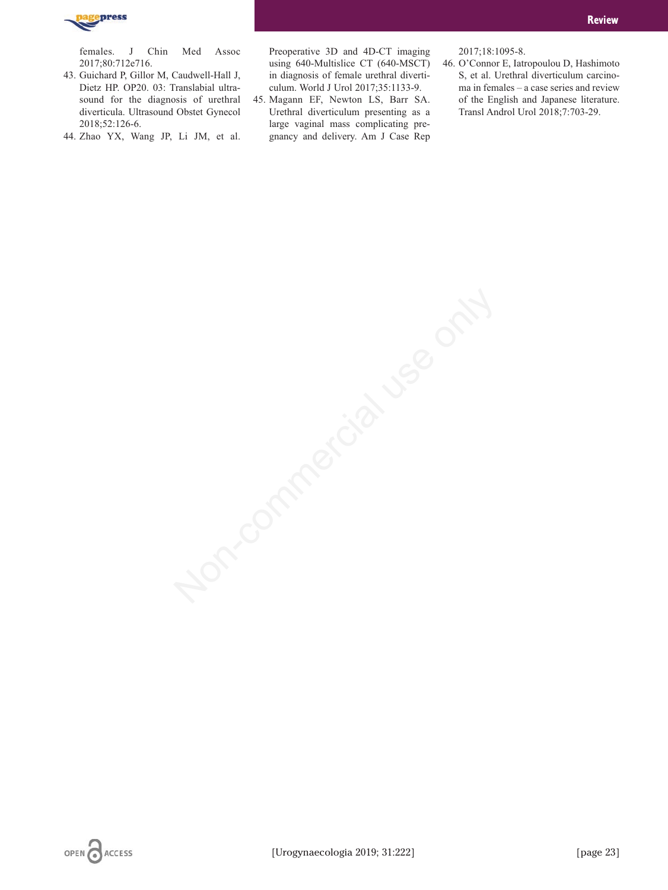females. J Chin Med Assoc 2017;80:712e716.

43. Guichard P, Gillor M, Caudwell-Hall J, Dietz HP. OP20. 03: Translabial ultrasound for the diagnosis of urethral diverticula. Ultrasound Obstet Gynecol 2018;52:126-6.
44. Zhao YX, Wang JP, Li JM, et al. Preoperative 3D and 4D-CT imaging using 640-Multislice CT (640-MSCT) in diagnosis of female urethral diverticulum. World J Urol 2017;35:1133-9.
45. Magann EF, Newton LS, Barr SA. Urethral diverticulum presenting as a large vaginal mass complicating pregnancy and delivery. Am J Case Rep 2017;18:1095-8.
46. O'Connor E, Iatropoulou D, Hashimoto S, et al. Urethral diverticulum carcinoma in females – a case series and review of the English and Japanese literature. Transl Androl Urol 2018;7:703-29.